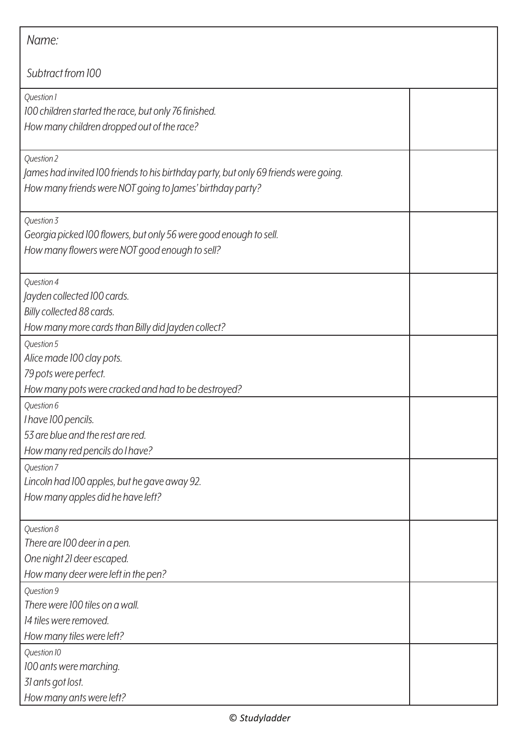Name:

Subtract from 100

| | |
|---|---|
| *Question 1*<br>*100 children started the race, but only 76 finished.*<br>*How many children dropped out of the race?* | |
| *Question 2*<br>*James had invited 100 friends to his birthday party, but only 69 friends were going.*<br>*How many friends were NOT going to James' birthday party?* | |
| *Question 3*<br>*Georgia picked 100 flowers, but only 56 were good enough to sell.*<br>*How many flowers were NOT good enough to sell?* | |
| *Question 4*<br>*Jayden collected 100 cards.*<br>*Billy collected 88 cards.*<br>*How many more cards than Billy did Jayden collect?* | |
| *Question 5*<br>*Alice made 100 clay pots.*<br>*79 pots were perfect.*<br>*How many pots were cracked and had to be destroyed?* | |
| *Question 6*<br>*I have 100 pencils.*<br>*53 are blue and the rest are red.*<br>*How many red pencils do I have?* | |
| *Question 7*<br>*Lincoln had 100 apples, but he gave away 92.*<br>*How many apples did he have left?* | |
| *Question 8*<br>*There are 100 deer in a pen.*<br>*One night 21 deer escaped.*<br>*How many deer were left in the pen?* | |
| *Question 9*<br>*There were 100 tiles on a wall.*<br>*14 tiles were removed.*<br>*How many tiles were left?* | |
| *Question 10*<br>*100 ants were marching.*<br>*31 ants got lost.*<br>*How many ants were left?* | |

© Studyladder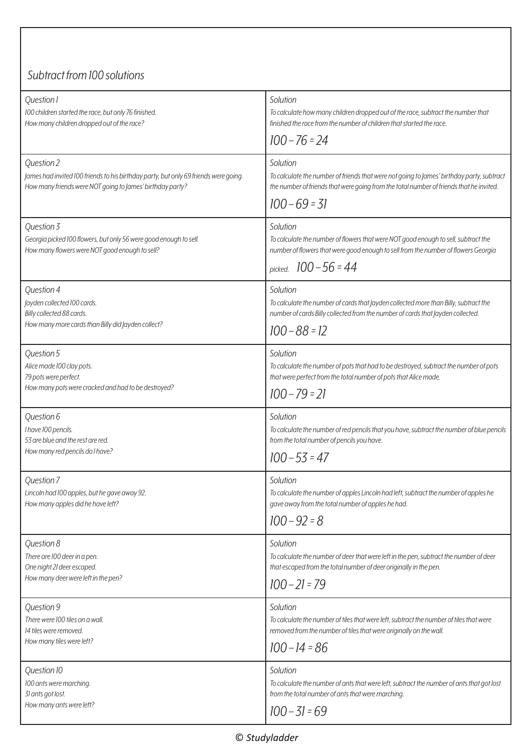## Subtract from 100 solutions

| | |
|---|---|
| Question 1<br>100 children started the race, but only 76 finished.<br>How many children dropped out of the race? | Solution<br>To calculate how many children dropped out of the race, subtract the number that finished the race from the number of children that started the race.<br>$100 - 76 = 24$ |
| Question 2<br>James had invited 100 friends to his birthday party, but only 69 friends were going.<br>How many friends were NOT going to James' birthday party? | Solution<br>To calculate the number of friends that were not going to James' birthday party, subtract the number of friends that were going from the total number of friends that he invited.<br>$100 - 69 = 31$ |
| Question 3<br>Georgia picked 100 flowers, but only 56 were good enough to sell.<br>How many flowers were NOT good enough to sell? | Solution<br>To calculate the number of flowers that were NOT good enough to sell, subtract the number of flowers that were good enough to sell from the number of flowers Georgia picked. $100 - 56 = 44$ |
| Question 4<br>Jayden collected 100 cards.<br>Billy collected 88 cards.<br>How many more cards than Billy did Jayden collect? | Solution<br>To calculate the number of cards that Jayden collected more than Billy, subtract the number of cards Billy collected from the number of cards that Jayden collected.<br>$100 - 88 = 12$ |
| Question 5<br>Alice made 100 clay pots.<br>79 pots were perfect.<br>How many pots were cracked and had to be destroyed? | Solution<br>To calculate the number of pots that had to be destroyed, subtract the number of pots that were perfect from the total number of pots that Alice made.<br>$100 - 79 = 21$ |
| Question 6<br>I have 100 pencils.<br>53 are blue and the rest are red.<br>How many red pencils do I have? | Solution<br>To calculate the number of red pencils that you have, subtract the number of blue pencils from the total number of pencils you have.<br>$100 - 53 = 47$ |
| Question 7<br>Lincoln had 100 apples, but he gave away 92.<br>How many apples did he have left? | Solution<br>To calculate the number of apples Lincoln had left, subtract the number of apples he gave away from the total number of apples he had.<br>$100 - 92 = 8$ |
| Question 8<br>There are 100 deer in a pen.<br>One night 21 deer escaped.<br>How many deer were left in the pen? | Solution<br>To calculate the number of deer that were left in the pen, subtract the number of deer that escaped from the total number of deer originally in the pen.<br>$100 - 21 = 79$ |
| Question 9<br>There were 100 tiles on a wall.<br>14 tiles were removed.<br>How many tiles were left? | Solution<br>To calculate the number of tiles that were left, subtract the number of tiles that were removed from the number of tiles that were originally on the wall.<br>$100 - 14 = 86$ |
| Question 10<br>100 ants were marching.<br>31 ants got lost.<br>How many ants were left? | Solution<br>To calculate the number of ants that were left, subtract the number of ants that got lost from the total number of ants that were marching.<br>$100 - 31 = 69$ |

© Studyladder